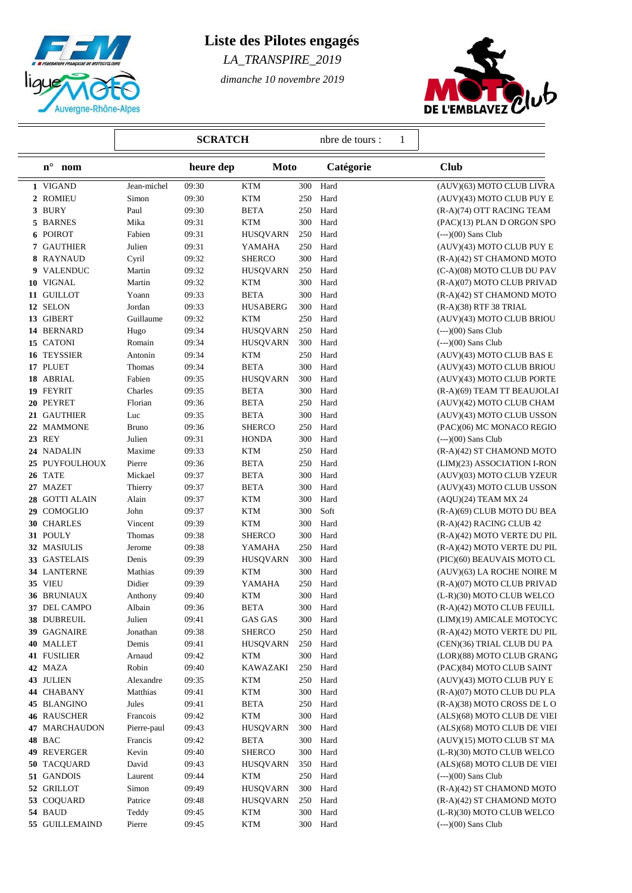# Liste des Pilotes engagés

*LA_TRANSPIRE_2019*

*dimanche 10 novembre 2019*

**SCRATCH** nbre de tours : 1

| n° | nom | | heure dep | Moto | | Catégorie | Club |
|---|---|---|---|---|---|---|---|
| 1 | VIGAND | Jean-michel | 09:30 | KTM | 300 | Hard | (AUV)(63) MOTO CLUB LIVRA |
| 2 | ROMIEU | Simon | 09:30 | KTM | 250 | Hard | (AUV)(43) MOTO CLUB PUY E |
| 3 | BURY | Paul | 09:30 | BETA | 250 | Hard | (R-A)(74) OTT RACING TEAM |
| 5 | BARNES | Mika | 09:31 | KTM | 300 | Hard | (PAC)(13) PLAN D ORGON SPO |
| 6 | POIROT | Fabien | 09:31 | HUSQVARN | 250 | Hard | (---)(00) Sans Club |
| 7 | GAUTHIER | Julien | 09:31 | YAMAHA | 250 | Hard | (AUV)(43) MOTO CLUB PUY E |
| 8 | RAYNAUD | Cyril | 09:32 | SHERCO | 300 | Hard | (R-A)(42) ST CHAMOND MOTO |
| 9 | VALENDUC | Martin | 09:32 | HUSQVARN | 250 | Hard | (C-A)(08) MOTO CLUB DU PAV |
| 10 | VIGNAL | Martin | 09:32 | KTM | 300 | Hard | (R-A)(07) MOTO CLUB PRIVAD |
| 11 | GUILLOT | Yoann | 09:33 | BETA | 300 | Hard | (R-A)(42) ST CHAMOND MOTO |
| 12 | SELON | Jordan | 09:33 | HUSABERG | 300 | Hard | (R-A)(38) RTF 38 TRIAL |
| 13 | GIBERT | Guillaume | 09:32 | KTM | 250 | Hard | (AUV)(43) MOTO CLUB BRIOU |
| 14 | BERNARD | Hugo | 09:34 | HUSQVARN | 250 | Hard | (---)(00) Sans Club |
| 15 | CATONI | Romain | 09:34 | HUSQVARN | 300 | Hard | (---)(00) Sans Club |
| 16 | TEYSSIER | Antonin | 09:34 | KTM | 250 | Hard | (AUV)(43) MOTO CLUB BAS E |
| 17 | PLUET | Thomas | 09:34 | BETA | 300 | Hard | (AUV)(43) MOTO CLUB BRIOU |
| 18 | ABRIAL | Fabien | 09:35 | HUSQVARN | 300 | Hard | (AUV)(43) MOTO CLUB PORTE |
| 19 | FEYRIT | Charles | 09:35 | BETA | 300 | Hard | (R-A)(69) TEAM TT BEAUJOLAI |
| 20 | PEYRET | Florian | 09:36 | BETA | 250 | Hard | (AUV)(42) MOTO CLUB CHAM |
| 21 | GAUTHIER | Luc | 09:35 | BETA | 300 | Hard | (AUV)(43) MOTO CLUB USSON |
| 22 | MAMMONE | Bruno | 09:36 | SHERCO | 250 | Hard | (PAC)(06) MC MONACO REGIO |
| 23 | REY | Julien | 09:31 | HONDA | 300 | Hard | (---)(00) Sans Club |
| 24 | NADALIN | Maxime | 09:33 | KTM | 250 | Hard | (R-A)(42) ST CHAMOND MOTO |
| 25 | PUYFOULHOUX | Pierre | 09:36 | BETA | 250 | Hard | (LIM)(23) ASSOCIATION I-RON |
| 26 | TATE | Mickael | 09:37 | BETA | 300 | Hard | (AUV)(03) MOTO CLUB YZEUR |
| 27 | MAZET | Thierry | 09:37 | BETA | 300 | Hard | (AUV)(43) MOTO CLUB USSON |
| 28 | GOTTI ALAIN | Alain | 09:37 | KTM | 300 | Hard | (AQU)(24) TEAM MX 24 |
| 29 | COMOGLIO | John | 09:37 | KTM | 300 | Soft | (R-A)(69) CLUB MOTO DU BEA |
| 30 | CHARLES | Vincent | 09:39 | KTM | 300 | Hard | (R-A)(42) RACING CLUB 42 |
| 31 | POULY | Thomas | 09:38 | SHERCO | 300 | Hard | (R-A)(42) MOTO VERTE DU PIL |
| 32 | MASIULIS | Jerome | 09:38 | YAMAHA | 250 | Hard | (R-A)(42) MOTO VERTE DU PIL |
| 33 | GASTELAIS | Denis | 09:39 | HUSQVARN | 300 | Hard | (PIC)(60) BEAUVAIS MOTO CL |
| 34 | LANTERNE | Mathias | 09:39 | KTM | 300 | Hard | (AUV)(63) LA ROCHE NOIRE M |
| 35 | VIEU | Didier | 09:39 | YAMAHA | 250 | Hard | (R-A)(07) MOTO CLUB PRIVAD |
| 36 | BRUNIAUX | Anthony | 09:40 | KTM | 300 | Hard | (L-R)(30) MOTO CLUB WELCO |
| 37 | DEL CAMPO | Albain | 09:36 | BETA | 300 | Hard | (R-A)(42) MOTO CLUB FEUILL |
| 38 | DUBREUIL | Julien | 09:41 | GAS GAS | 300 | Hard | (LIM)(19) AMICALE MOTOCYC |
| 39 | GAGNAIRE | Jonathan | 09:38 | SHERCO | 250 | Hard | (R-A)(42) MOTO VERTE DU PIL |
| 40 | MALLET | Demis | 09:41 | HUSQVARN | 250 | Hard | (CEN)(36) TRIAL CLUB DU PA |
| 41 | FUSILIER | Arnaud | 09:42 | KTM | 300 | Hard | (LOR)(88) MOTO CLUB GRANG |
| 42 | MAZA | Robin | 09:40 | KAWAZAKI | 250 | Hard | (PAC)(84) MOTO CLUB SAINT |
| 43 | JULIEN | Alexandre | 09:35 | KTM | 250 | Hard | (AUV)(43) MOTO CLUB PUY E |
| 44 | CHABANY | Matthias | 09:41 | KTM | 300 | Hard | (R-A)(07) MOTO CLUB DU PLA |
| 45 | BLANGINO | Jules | 09:41 | BETA | 250 | Hard | (R-A)(38) MOTO CROSS DE L O |
| 46 | RAUSCHER | Francois | 09:42 | KTM | 300 | Hard | (ALS)(68) MOTO CLUB DE VIEI |
| 47 | MARCHAUDON | Pierre-paul | 09:43 | HUSQVARN | 300 | Hard | (ALS)(68) MOTO CLUB DE VIEI |
| 48 | BAC | Francis | 09:42 | BETA | 300 | Hard | (AUV)(15) MOTO CLUB ST MA |
| 49 | REVERGER | Kevin | 09:40 | SHERCO | 300 | Hard | (L-R)(30) MOTO CLUB WELCO |
| 50 | TACQUARD | David | 09:43 | HUSQVARN | 350 | Hard | (ALS)(68) MOTO CLUB DE VIEI |
| 51 | GANDOIS | Laurent | 09:44 | KTM | 250 | Hard | (---)(00) Sans Club |
| 52 | GRILLOT | Simon | 09:49 | HUSQVARN | 300 | Hard | (R-A)(42) ST CHAMOND MOTO |
| 53 | COQUARD | Patrice | 09:48 | HUSQVARN | 250 | Hard | (R-A)(42) ST CHAMOND MOTO |
| 54 | BAUD | Teddy | 09:45 | KTM | 300 | Hard | (L-R)(30) MOTO CLUB WELCO |
| 55 | GUILLEMAIND | Pierre | 09:45 | KTM | 300 | Hard | (---)(00) Sans Club |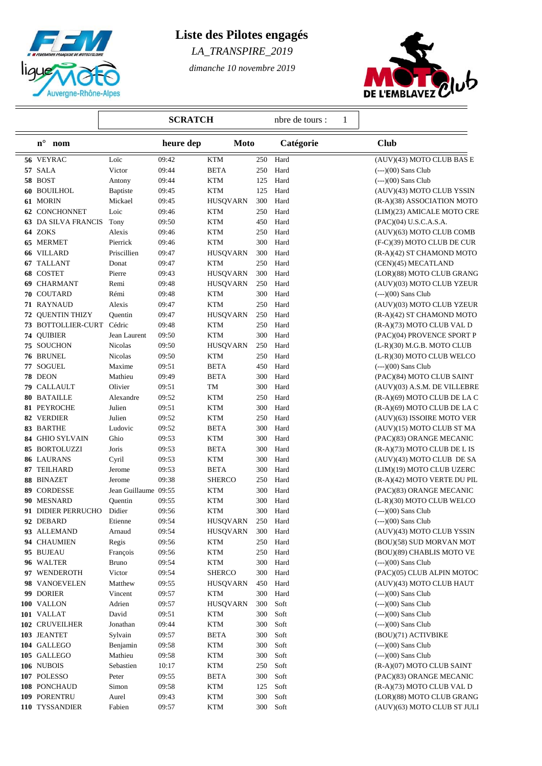# Liste des Pilotes engagés

*LA_TRANSPIRE_2019*

*dimanche 10 novembre 2019*

| | **SCRATCH** | nbre de tours : | 1 |
|---|---|---|---|

| **n°** | **nom** | | **heure dep** | **Moto** | | **Catégorie** | **Club** |
|---|---|---|---|---|---|---|---|
| **56** | VEYRAC | Loïc | 09:42 | KTM | 250 | Hard | (AUV)(43) MOTO CLUB BAS E |
| **57** | SALA | Victor | 09:44 | BETA | 250 | Hard | (---)(00) Sans Club |
| **58** | BOST | Antony | 09:44 | KTM | 125 | Hard | (---)(00) Sans Club |
| **60** | BOUILHOL | Baptiste | 09:45 | KTM | 125 | Hard | (AUV)(43) MOTO CLUB YSSIN |
| **61** | MORIN | Mickael | 09:45 | HUSQVARN | 300 | Hard | (R-A)(38) ASSOCIATION MOTO |
| **62** | CONCHONNET | Loic | 09:46 | KTM | 250 | Hard | (LIM)(23) AMICALE MOTO CRE |
| **63** | DA SILVA FRANCIS | Tony | 09:50 | KTM | 450 | Hard | (PAC)(04) U.S.C.A.S.A. |
| **64** | ZOKS | Alexis | 09:46 | KTM | 250 | Hard | (AUV)(63) MOTO CLUB COMB |
| **65** | MERMET | Pierrick | 09:46 | KTM | 300 | Hard | (F-C)(39) MOTO CLUB DE CUR |
| **66** | VILLARD | Priscillien | 09:47 | HUSQVARN | 300 | Hard | (R-A)(42) ST CHAMOND MOTO |
| **67** | TALLANT | Donat | 09:47 | KTM | 250 | Hard | (CEN)(45) MECATLAND |
| **68** | COSTET | Pierre | 09:43 | HUSQVARN | 300 | Hard | (LOR)(88) MOTO CLUB GRANG |
| **69** | CHARMANT | Remi | 09:48 | HUSQVARN | 250 | Hard | (AUV)(03) MOTO CLUB YZEUR |
| **70** | COUTARD | Rémi | 09:48 | KTM | 300 | Hard | (---)(00) Sans Club |
| **71** | RAYNAUD | Alexis | 09:47 | KTM | 250 | Hard | (AUV)(03) MOTO CLUB YZEUR |
| **72** | QUENTIN THIZY | Quentin | 09:47 | HUSQVARN | 250 | Hard | (R-A)(42) ST CHAMOND MOTO |
| **73** | BOTTOLLIER-CURT | Cédric | 09:48 | KTM | 250 | Hard | (R-A)(73) MOTO CLUB VAL D |
| **74** | QUIBIER | Jean Laurent | 09:50 | KTM | 300 | Hard | (PAC)(04) PROVENCE SPORT P |
| **75** | SOUCHON | Nicolas | 09:50 | HUSQVARN | 250 | Hard | (L-R)(30) M.G.B. MOTO CLUB |
| **76** | BRUNEL | Nicolas | 09:50 | KTM | 250 | Hard | (L-R)(30) MOTO CLUB WELCO |
| **77** | SOGUEL | Maxime | 09:51 | BETA | 450 | Hard | (---)(00) Sans Club |
| **78** | DEON | Mathieu | 09:49 | BETA | 300 | Hard | (PAC)(84) MOTO CLUB SAINT |
| **79** | CALLAULT | Olivier | 09:51 | TM | 300 | Hard | (AUV)(03) A.S.M. DE VILLEBRE |
| **80** | BATAILLE | Alexandre | 09:52 | KTM | 250 | Hard | (R-A)(69) MOTO CLUB DE LA C |
| **81** | PEYROCHE | Julien | 09:51 | KTM | 300 | Hard | (R-A)(69) MOTO CLUB DE LA C |
| **82** | VERDIER | Julien | 09:52 | KTM | 250 | Hard | (AUV)(63) ISSOIRE MOTO VER |
| **83** | BARTHE | Ludovic | 09:52 | BETA | 300 | Hard | (AUV)(15) MOTO CLUB ST MA |
| **84** | GHIO SYLVAIN | Ghio | 09:53 | KTM | 300 | Hard | (PAC)(83) ORANGE MECANIC |
| **85** | BORTOLUZZI | Joris | 09:53 | BETA | 300 | Hard | (R-A)(73) MOTO CLUB DE L IS |
| **86** | LAURANS | Cyril | 09:53 | KTM | 300 | Hard | (AUV)(43) MOTO CLUB DE SA |
| **87** | TEILHARD | Jerome | 09:53 | BETA | 300 | Hard | (LIM)(19) MOTO CLUB UZERC |
| **88** | BINAZET | Jerome | 09:38 | SHERCO | 250 | Hard | (R-A)(42) MOTO VERTE DU PIL |
| **89** | CORDESSE | Jean Guillaume | 09:55 | KTM | 300 | Hard | (PAC)(83) ORANGE MECANIC |
| **90** | MESNARD | Quentin | 09:55 | KTM | 300 | Hard | (L-R)(30) MOTO CLUB WELCO |
| **91** | DIDIER PERRUCHO | Didier | 09:56 | KTM | 300 | Hard | (---)(00) Sans Club |
| **92** | DEBARD | Etienne | 09:54 | HUSQVARN | 250 | Hard | (---)(00) Sans Club |
| **93** | ALLEMAND | Arnaud | 09:54 | HUSQVARN | 300 | Hard | (AUV)(43) MOTO CLUB YSSIN |
| **94** | CHAUMIEN | Regis | 09:56 | KTM | 250 | Hard | (BOU)(58) SUD MORVAN MOT |
| **95** | BUJEAU | François | 09:56 | KTM | 250 | Hard | (BOU)(89) CHABLIS MOTO VE |
| **96** | WALTER | Bruno | 09:54 | KTM | 300 | Hard | (---)(00) Sans Club |
| **97** | WENDEROTH | Victor | 09:54 | SHERCO | 300 | Hard | (PAC)(05) CLUB ALPIN MOTOC |
| **98** | VANOEVELEN | Matthew | 09:55 | HUSQVARN | 450 | Hard | (AUV)(43) MOTO CLUB HAUT |
| **99** | DORIER | Vincent | 09:57 | KTM | 300 | Hard | (---)(00) Sans Club |
| **100** | VALLON | Adrien | 09:57 | HUSQVARN | 300 | Soft | (---)(00) Sans Club |
| **101** | VALLAT | David | 09:51 | KTM | 300 | Soft | (---)(00) Sans Club |
| **102** | CRUVEILHER | Jonathan | 09:44 | KTM | 300 | Soft | (---)(00) Sans Club |
| **103** | JEANTET | Sylvain | 09:57 | BETA | 300 | Soft | (BOU)(71) ACTIVBIKE |
| **104** | GALLEGO | Benjamin | 09:58 | KTM | 300 | Soft | (---)(00) Sans Club |
| **105** | GALLEGO | Mathieu | 09:58 | KTM | 300 | Soft | (---)(00) Sans Club |
| **106** | NUBOIS | Sebastien | 10:17 | KTM | 250 | Soft | (R-A)(07) MOTO CLUB SAINT |
| **107** | POLESSO | Peter | 09:55 | BETA | 300 | Soft | (PAC)(83) ORANGE MECANIC |
| **108** | PONCHAUD | Simon | 09:58 | KTM | 125 | Soft | (R-A)(73) MOTO CLUB VAL D |
| **109** | PORENTRU | Aurel | 09:43 | KTM | 300 | Soft | (LOR)(88) MOTO CLUB GRANG |
| **110** | TYSSANDIER | Fabien | 09:57 | KTM | 300 | Soft | (AUV)(63) MOTO CLUB ST JULI |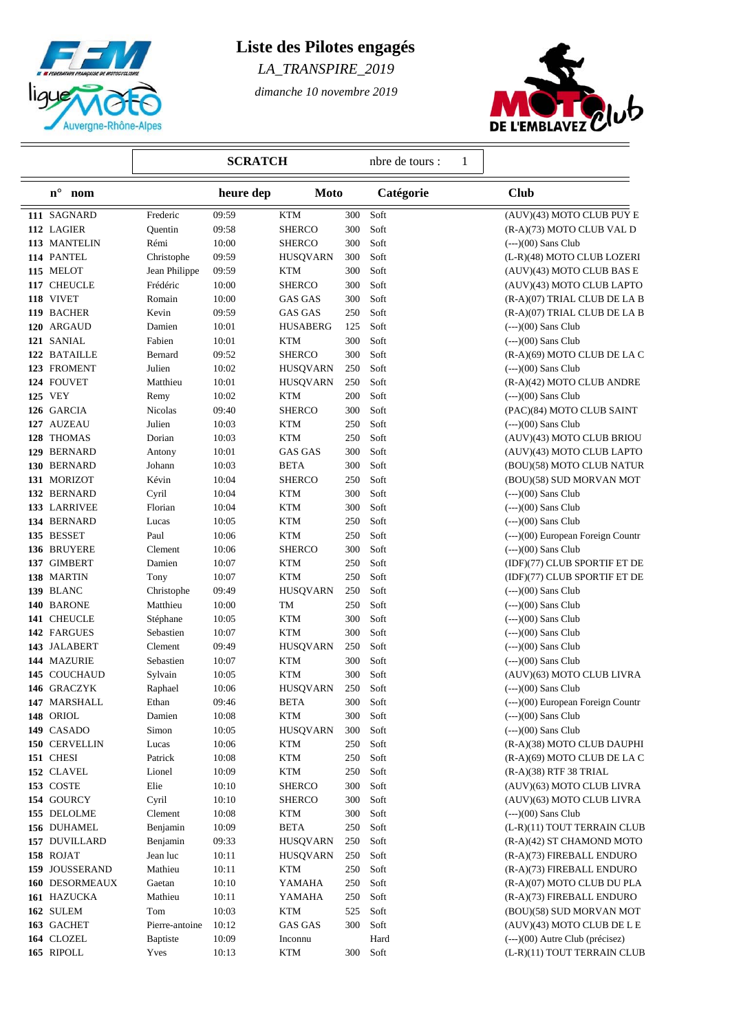# Liste des Pilotes engagés

*LA_TRANSPIRE_2019*

*dimanche 10 novembre 2019*

**SCRATCH** nbre de tours : 1

| n° | nom | | heure dep | Moto | | Catégorie | Club |
|---|---|---|---|---|---|---|---|
| **111** | SAGNARD | Frederic | 09:59 | KTM | 300 | Soft | (AUV)(43) MOTO CLUB PUY E |
| **112** | LAGIER | Quentin | 09:58 | SHERCO | 300 | Soft | (R-A)(73) MOTO CLUB VAL D |
| **113** | MANTELIN | Rémi | 10:00 | SHERCO | 300 | Soft | (---)(00) Sans Club |
| **114** | PANTEL | Christophe | 09:59 | HUSQVARN | 300 | Soft | (L-R)(48) MOTO CLUB LOZERI |
| **115** | MELOT | Jean Philippe | 09:59 | KTM | 300 | Soft | (AUV)(43) MOTO CLUB BAS E |
| **117** | CHEUCLE | Frédéric | 10:00 | SHERCO | 300 | Soft | (AUV)(43) MOTO CLUB LAPTO |
| **118** | VIVET | Romain | 10:00 | GAS GAS | 300 | Soft | (R-A)(07) TRIAL CLUB DE LA B |
| **119** | BACHER | Kevin | 09:59 | GAS GAS | 250 | Soft | (R-A)(07) TRIAL CLUB DE LA B |
| **120** | ARGAUD | Damien | 10:01 | HUSABERG | 125 | Soft | (---)(00) Sans Club |
| **121** | SANIAL | Fabien | 10:01 | KTM | 300 | Soft | (---)(00) Sans Club |
| **122** | BATAILLE | Bernard | 09:52 | SHERCO | 300 | Soft | (R-A)(69) MOTO CLUB DE LA C |
| **123** | FROMENT | Julien | 10:02 | HUSQVARN | 250 | Soft | (---)(00) Sans Club |
| **124** | FOUVET | Matthieu | 10:01 | HUSQVARN | 250 | Soft | (R-A)(42) MOTO CLUB ANDRE |
| **125** | VEY | Remy | 10:02 | KTM | 200 | Soft | (---)(00) Sans Club |
| **126** | GARCIA | Nicolas | 09:40 | SHERCO | 300 | Soft | (PAC)(84) MOTO CLUB SAINT |
| **127** | AUZEAU | Julien | 10:03 | KTM | 250 | Soft | (---)(00) Sans Club |
| **128** | THOMAS | Dorian | 10:03 | KTM | 250 | Soft | (AUV)(43) MOTO CLUB BRIOU |
| **129** | BERNARD | Antony | 10:01 | GAS GAS | 300 | Soft | (AUV)(43) MOTO CLUB LAPTO |
| **130** | BERNARD | Johann | 10:03 | BETA | 300 | Soft | (BOU)(58) MOTO CLUB NATUR |
| **131** | MORIZOT | Kévin | 10:04 | SHERCO | 250 | Soft | (BOU)(58) SUD MORVAN MOT |
| **132** | BERNARD | Cyril | 10:04 | KTM | 300 | Soft | (---)(00) Sans Club |
| **133** | LARRIVEE | Florian | 10:04 | KTM | 300 | Soft | (---)(00) Sans Club |
| **134** | BERNARD | Lucas | 10:05 | KTM | 250 | Soft | (---)(00) Sans Club |
| **135** | BESSET | Paul | 10:06 | KTM | 250 | Soft | (---)(00) European Foreign Countr |
| **136** | BRUYERE | Clement | 10:06 | SHERCO | 300 | Soft | (---)(00) Sans Club |
| **137** | GIMBERT | Damien | 10:07 | KTM | 250 | Soft | (IDF)(77) CLUB SPORTIF ET DE |
| **138** | MARTIN | Tony | 10:07 | KTM | 250 | Soft | (IDF)(77) CLUB SPORTIF ET DE |
| **139** | BLANC | Christophe | 09:49 | HUSQVARN | 250 | Soft | (---)(00) Sans Club |
| **140** | BARONE | Matthieu | 10:00 | TM | 250 | Soft | (---)(00) Sans Club |
| **141** | CHEUCLE | Stéphane | 10:05 | KTM | 300 | Soft | (---)(00) Sans Club |
| **142** | FARGUES | Sebastien | 10:07 | KTM | 300 | Soft | (---)(00) Sans Club |
| **143** | JALABERT | Clement | 09:49 | HUSQVARN | 250 | Soft | (---)(00) Sans Club |
| **144** | MAZURIE | Sebastien | 10:07 | KTM | 300 | Soft | (---)(00) Sans Club |
| **145** | COUCHAUD | Sylvain | 10:05 | KTM | 300 | Soft | (AUV)(63) MOTO CLUB LIVRA |
| **146** | GRACZYK | Raphael | 10:06 | HUSQVARN | 250 | Soft | (---)(00) Sans Club |
| **147** | MARSHALL | Ethan | 09:46 | BETA | 300 | Soft | (---)(00) European Foreign Countr |
| **148** | ORIOL | Damien | 10:08 | KTM | 300 | Soft | (---)(00) Sans Club |
| **149** | CASADO | Simon | 10:05 | HUSQVARN | 300 | Soft | (---)(00) Sans Club |
| **150** | CERVELLIN | Lucas | 10:06 | KTM | 250 | Soft | (R-A)(38) MOTO CLUB DAUPHI |
| **151** | CHESI | Patrick | 10:08 | KTM | 250 | Soft | (R-A)(69) MOTO CLUB DE LA C |
| **152** | CLAVEL | Lionel | 10:09 | KTM | 250 | Soft | (R-A)(38) RTF 38 TRIAL |
| **153** | COSTE | Elie | 10:10 | SHERCO | 300 | Soft | (AUV)(63) MOTO CLUB LIVRA |
| **154** | GOURCY | Cyril | 10:10 | SHERCO | 300 | Soft | (AUV)(63) MOTO CLUB LIVRA |
| **155** | DELOLME | Clement | 10:08 | KTM | 300 | Soft | (---)(00) Sans Club |
| **156** | DUHAMEL | Benjamin | 10:09 | BETA | 250 | Soft | (L-R)(11) TOUT TERRAIN CLUB |
| **157** | DUVILLARD | Benjamin | 09:33 | HUSQVARN | 250 | Soft | (R-A)(42) ST CHAMOND MOTO |
| **158** | ROJAT | Jean luc | 10:11 | HUSQVARN | 250 | Soft | (R-A)(73) FIREBALL ENDURO |
| **159** | JOUSSERAND | Mathieu | 10:11 | KTM | 250 | Soft | (R-A)(73) FIREBALL ENDURO |
| **160** | DESORMEAUX | Gaetan | 10:10 | YAMAHA | 250 | Soft | (R-A)(07) MOTO CLUB DU PLA |
| **161** | HAZUCKA | Mathieu | 10:11 | YAMAHA | 250 | Soft | (R-A)(73) FIREBALL ENDURO |
| **162** | SULEM | Tom | 10:03 | KTM | 525 | Soft | (BOU)(58) SUD MORVAN MOT |
| **163** | GACHET | Pierre-antoine | 10:12 | GAS GAS | 300 | Soft | (AUV)(43) MOTO CLUB DE L E |
| **164** | CLOZEL | Baptiste | 10:09 | Inconnu | | Hard | (---)(00) Autre Club (précisez) |
| **165** | RIPOLL | Yves | 10:13 | KTM | 300 | Soft | (L-R)(11) TOUT TERRAIN CLUB |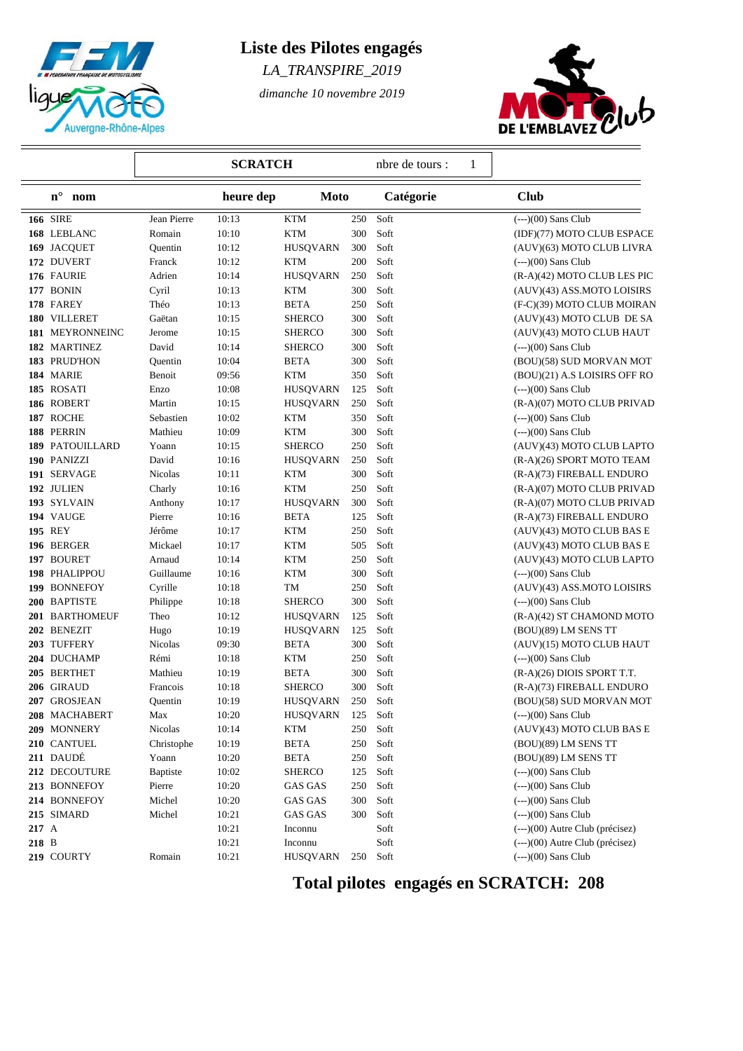# Liste des Pilotes engagés

*LA_TRANSPIRE_2019*

*dimanche 10 novembre 2019*

**SCRATCH** nbre de tours : 1

| n° | nom | | heure dep | Moto | | Catégorie | Club |
|---|---|---|---|---|---|---|---|
| **166** | SIRE | Jean Pierre | 10:13 | KTM | 250 | Soft | (---)(00) Sans Club |
| **168** | LEBLANC | Romain | 10:10 | KTM | 300 | Soft | (IDF)(77) MOTO CLUB ESPACE |
| **169** | JACQUET | Quentin | 10:12 | HUSQVARN | 300 | Soft | (AUV)(63) MOTO CLUB LIVRA |
| **172** | DUVERT | Franck | 10:12 | KTM | 200 | Soft | (---)(00) Sans Club |
| **176** | FAURIE | Adrien | 10:14 | HUSQVARN | 250 | Soft | (R-A)(42) MOTO CLUB LES PIC |
| **177** | BONIN | Cyril | 10:13 | KTM | 300 | Soft | (AUV)(43) ASS.MOTO LOISIRS |
| **178** | FAREY | Théo | 10:13 | BETA | 250 | Soft | (F-C)(39) MOTO CLUB MOIRAN |
| **180** | VILLERET | Gaëtan | 10:15 | SHERCO | 300 | Soft | (AUV)(43) MOTO CLUB DE SA |
| **181** | MEYRONNEINC | Jerome | 10:15 | SHERCO | 300 | Soft | (AUV)(43) MOTO CLUB HAUT |
| **182** | MARTINEZ | David | 10:14 | SHERCO | 300 | Soft | (---)(00) Sans Club |
| **183** | PRUD'HON | Quentin | 10:04 | BETA | 300 | Soft | (BOU)(58) SUD MORVAN MOT |
| **184** | MARIE | Benoit | 09:56 | KTM | 350 | Soft | (BOU)(21) A.S LOISIRS OFF RO |
| **185** | ROSATI | Enzo | 10:08 | HUSQVARN | 125 | Soft | (---)(00) Sans Club |
| **186** | ROBERT | Martin | 10:15 | HUSQVARN | 250 | Soft | (R-A)(07) MOTO CLUB PRIVAD |
| **187** | ROCHE | Sebastien | 10:02 | KTM | 350 | Soft | (---)(00) Sans Club |
| **188** | PERRIN | Mathieu | 10:09 | KTM | 300 | Soft | (---)(00) Sans Club |
| **189** | PATOUILLARD | Yoann | 10:15 | SHERCO | 250 | Soft | (AUV)(43) MOTO CLUB LAPTO |
| **190** | PANIZZI | David | 10:16 | HUSQVARN | 250 | Soft | (R-A)(26) SPORT MOTO TEAM |
| **191** | SERVAGE | Nicolas | 10:11 | KTM | 300 | Soft | (R-A)(73) FIREBALL ENDURO |
| **192** | JULIEN | Charly | 10:16 | KTM | 250 | Soft | (R-A)(07) MOTO CLUB PRIVAD |
| **193** | SYLVAIN | Anthony | 10:17 | HUSQVARN | 300 | Soft | (R-A)(07) MOTO CLUB PRIVAD |
| **194** | VAUGE | Pierre | 10:16 | BETA | 125 | Soft | (R-A)(73) FIREBALL ENDURO |
| **195** | REY | Jérôme | 10:17 | KTM | 250 | Soft | (AUV)(43) MOTO CLUB BAS E |
| **196** | BERGER | Mickael | 10:17 | KTM | 505 | Soft | (AUV)(43) MOTO CLUB BAS E |
| **197** | BOURET | Arnaud | 10:14 | KTM | 250 | Soft | (AUV)(43) MOTO CLUB LAPTO |
| **198** | PHALIPPOU | Guillaume | 10:16 | KTM | 300 | Soft | (---)(00) Sans Club |
| **199** | BONNEFOY | Cyrille | 10:18 | TM | 250 | Soft | (AUV)(43) ASS.MOTO LOISIRS |
| **200** | BAPTISTE | Philippe | 10:18 | SHERCO | 300 | Soft | (---)(00) Sans Club |
| **201** | BARTHOMEUF | Theo | 10:12 | HUSQVARN | 125 | Soft | (R-A)(42) ST CHAMOND MOTO |
| **202** | BENEZIT | Hugo | 10:19 | HUSQVARN | 125 | Soft | (BOU)(89) LM SENS TT |
| **203** | TUFFERY | Nicolas | 09:30 | BETA | 300 | Soft | (AUV)(15) MOTO CLUB HAUT |
| **204** | DUCHAMP | Rémi | 10:18 | KTM | 250 | Soft | (---)(00) Sans Club |
| **205** | BERTHET | Mathieu | 10:19 | BETA | 300 | Soft | (R-A)(26) DIOIS SPORT T.T. |
| **206** | GIRAUD | Francois | 10:18 | SHERCO | 300 | Soft | (R-A)(73) FIREBALL ENDURO |
| **207** | GROSJEAN | Quentin | 10:19 | HUSQVARN | 250 | Soft | (BOU)(58) SUD MORVAN MOT |
| **208** | MACHABERT | Max | 10:20 | HUSQVARN | 125 | Soft | (---)(00) Sans Club |
| **209** | MONNERY | Nicolas | 10:14 | KTM | 250 | Soft | (AUV)(43) MOTO CLUB BAS E |
| **210** | CANTUEL | Christophe | 10:19 | BETA | 250 | Soft | (BOU)(89) LM SENS TT |
| **211** | DAUDÉ | Yoann | 10:20 | BETA | 250 | Soft | (BOU)(89) LM SENS TT |
| **212** | DECOUTURE | Baptiste | 10:02 | SHERCO | 125 | Soft | (---)(00) Sans Club |
| **213** | BONNEFOY | Pierre | 10:20 | GAS GAS | 250 | Soft | (---)(00) Sans Club |
| **214** | BONNEFOY | Michel | 10:20 | GAS GAS | 300 | Soft | (---)(00) Sans Club |
| **215** | SIMARD | Michel | 10:21 | GAS GAS | 300 | Soft | (---)(00) Sans Club |
| **217** | A | | 10:21 | Inconnu | | Soft | (---)(00) Autre Club (précisez) |
| **218** | B | | 10:21 | Inconnu | | Soft | (---)(00) Autre Club (précisez) |
| **219** | COURTY | Romain | 10:21 | HUSQVARN | 250 | Soft | (---)(00) Sans Club |

**Total pilotes engagés en SCRATCH: 208**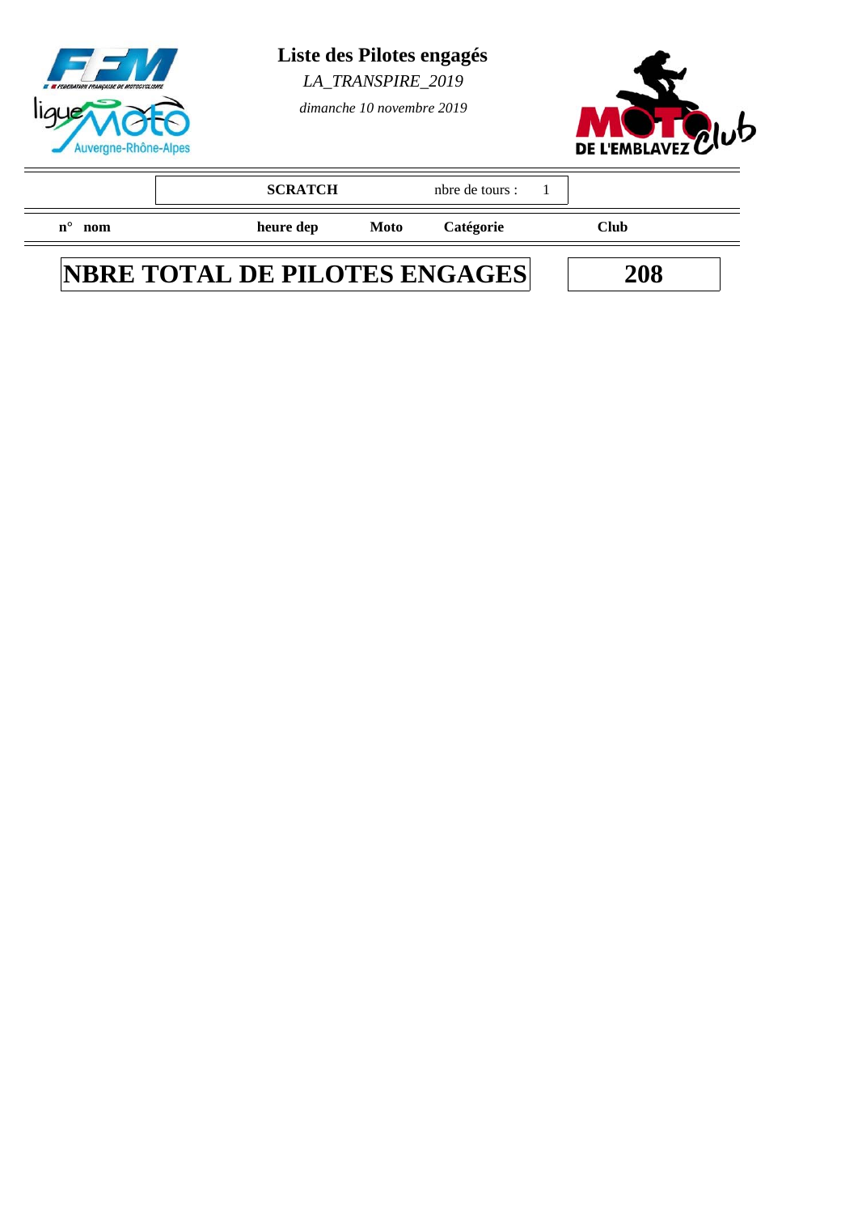# Liste des Pilotes engagés

*LA_TRANSPIRE_2019*

*dimanche 10 novembre 2019*

| | | | |
|---|---|---|---|
| | **SCRATCH** | nbre de tours : | 1 |

| n° | nom | heure dep | Moto | Catégorie | Club |
|---|---|---|---|---|---|

| | |
|---|---|
| **NBRE TOTAL DE PILOTES ENGAGES** | **208** |